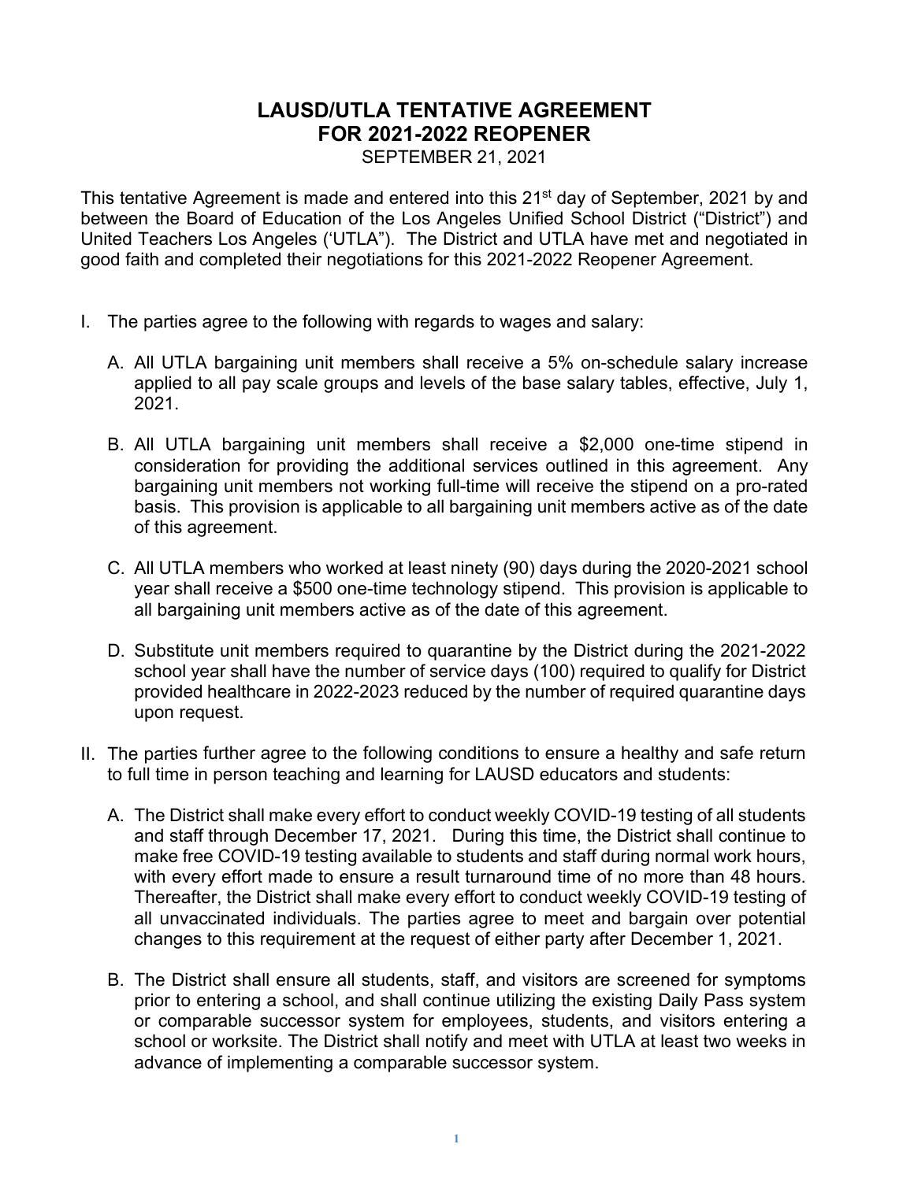# LAUSD/UTLA TENTATIVE AGREEMENT FOR 2021-2022 REOPENER

SEPTEMBER 21, 2021

This tentative Agreement is made and entered into this 21st day of September, 2021 by and between the Board of Education of the Los Angeles Unified School District ("District") and United Teachers Los Angeles ('UTLA"). The District and UTLA have met and negotiated in good faith and completed their negotiations for this 2021-2022 Reopener Agreement.

I. The parties agree to the following with regards to wages and salary:

   A. All UTLA bargaining unit members shall receive a 5% on-schedule salary increase applied to all pay scale groups and levels of the base salary tables, effective, July 1, 2021.

   B. All UTLA bargaining unit members shall receive a $2,000 one-time stipend in consideration for providing the additional services outlined in this agreement. Any bargaining unit members not working full-time will receive the stipend on a pro-rated basis. This provision is applicable to all bargaining unit members active as of the date of this agreement.

   C. All UTLA members who worked at least ninety (90) days during the 2020-2021 school year shall receive a $500 one-time technology stipend. This provision is applicable to all bargaining unit members active as of the date of this agreement.

   D. Substitute unit members required to quarantine by the District during the 2021-2022 school year shall have the number of service days (100) required to qualify for District provided healthcare in 2022-2023 reduced by the number of required quarantine days upon request.

II. The parties further agree to the following conditions to ensure a healthy and safe return to full time in person teaching and learning for LAUSD educators and students:

   A. The District shall make every effort to conduct weekly COVID-19 testing of all students and staff through December 17, 2021. During this time, the District shall continue to make free COVID-19 testing available to students and staff during normal work hours, with every effort made to ensure a result turnaround time of no more than 48 hours. Thereafter, the District shall make every effort to conduct weekly COVID-19 testing of all unvaccinated individuals. The parties agree to meet and bargain over potential changes to this requirement at the request of either party after December 1, 2021.

   B. The District shall ensure all students, staff, and visitors are screened for symptoms prior to entering a school, and shall continue utilizing the existing Daily Pass system or comparable successor system for employees, students, and visitors entering a school or worksite. The District shall notify and meet with UTLA at least two weeks in advance of implementing a comparable successor system.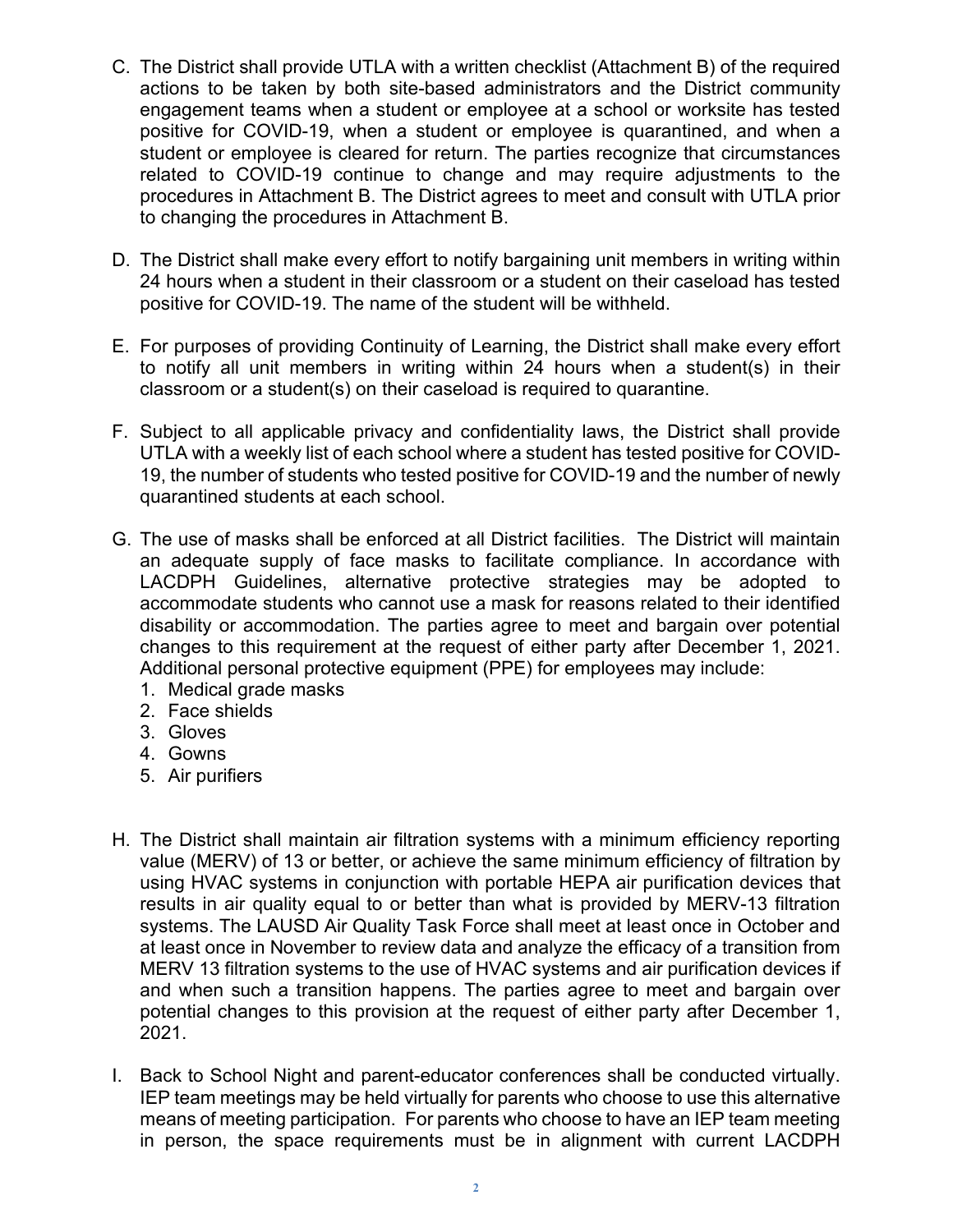C. The District shall provide UTLA with a written checklist (Attachment B) of the required actions to be taken by both site-based administrators and the District community engagement teams when a student or employee at a school or worksite has tested positive for COVID-19, when a student or employee is quarantined, and when a student or employee is cleared for return. The parties recognize that circumstances related to COVID-19 continue to change and may require adjustments to the procedures in Attachment B. The District agrees to meet and consult with UTLA prior to changing the procedures in Attachment B.

D. The District shall make every effort to notify bargaining unit members in writing within 24 hours when a student in their classroom or a student on their caseload has tested positive for COVID-19. The name of the student will be withheld.

E. For purposes of providing Continuity of Learning, the District shall make every effort to notify all unit members in writing within 24 hours when a student(s) in their classroom or a student(s) on their caseload is required to quarantine.

F. Subject to all applicable privacy and confidentiality laws, the District shall provide UTLA with a weekly list of each school where a student has tested positive for COVID-19, the number of students who tested positive for COVID-19 and the number of newly quarantined students at each school.

G. The use of masks shall be enforced at all District facilities. The District will maintain an adequate supply of face masks to facilitate compliance. In accordance with LACDPH Guidelines, alternative protective strategies may be adopted to accommodate students who cannot use a mask for reasons related to their identified disability or accommodation. The parties agree to meet and bargain over potential changes to this requirement at the request of either party after December 1, 2021. Additional personal protective equipment (PPE) for employees may include:
   1. Medical grade masks
   2. Face shields
   3. Gloves
   4. Gowns
   5. Air purifiers

H. The District shall maintain air filtration systems with a minimum efficiency reporting value (MERV) of 13 or better, or achieve the same minimum efficiency of filtration by using HVAC systems in conjunction with portable HEPA air purification devices that results in air quality equal to or better than what is provided by MERV-13 filtration systems. The LAUSD Air Quality Task Force shall meet at least once in October and at least once in November to review data and analyze the efficacy of a transition from MERV 13 filtration systems to the use of HVAC systems and air purification devices if and when such a transition happens. The parties agree to meet and bargain over potential changes to this provision at the request of either party after December 1, 2021.

I. Back to School Night and parent-educator conferences shall be conducted virtually. IEP team meetings may be held virtually for parents who choose to use this alternative means of meeting participation. For parents who choose to have an IEP team meeting in person, the space requirements must be in alignment with current LACDPH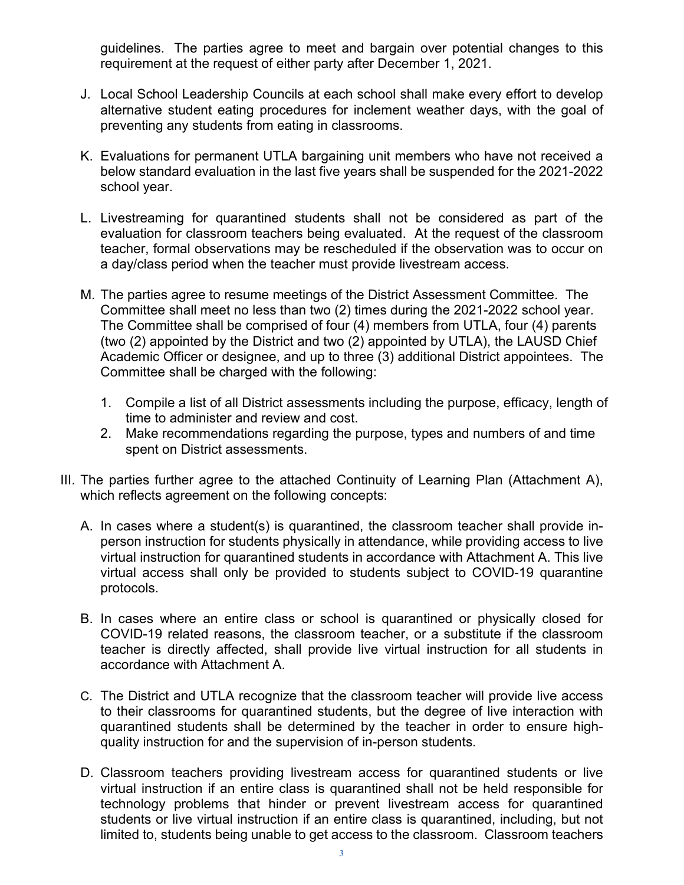guidelines. The parties agree to meet and bargain over potential changes to this requirement at the request of either party after December 1, 2021.

J. Local School Leadership Councils at each school shall make every effort to develop alternative student eating procedures for inclement weather days, with the goal of preventing any students from eating in classrooms.

K. Evaluations for permanent UTLA bargaining unit members who have not received a below standard evaluation in the last five years shall be suspended for the 2021-2022 school year.

L. Livestreaming for quarantined students shall not be considered as part of the evaluation for classroom teachers being evaluated. At the request of the classroom teacher, formal observations may be rescheduled if the observation was to occur on a day/class period when the teacher must provide livestream access.

M. The parties agree to resume meetings of the District Assessment Committee. The Committee shall meet no less than two (2) times during the 2021-2022 school year. The Committee shall be comprised of four (4) members from UTLA, four (4) parents (two (2) appointed by the District and two (2) appointed by UTLA), the LAUSD Chief Academic Officer or designee, and up to three (3) additional District appointees. The Committee shall be charged with the following:

   1. Compile a list of all District assessments including the purpose, efficacy, length of time to administer and review and cost.
   2. Make recommendations regarding the purpose, types and numbers of and time spent on District assessments.

III. The parties further agree to the attached Continuity of Learning Plan (Attachment A), which reflects agreement on the following concepts:

   A. In cases where a student(s) is quarantined, the classroom teacher shall provide in-person instruction for students physically in attendance, while providing access to live virtual instruction for quarantined students in accordance with Attachment A. This live virtual access shall only be provided to students subject to COVID-19 quarantine protocols.

   B. In cases where an entire class or school is quarantined or physically closed for COVID-19 related reasons, the classroom teacher, or a substitute if the classroom teacher is directly affected, shall provide live virtual instruction for all students in accordance with Attachment A.

   C. The District and UTLA recognize that the classroom teacher will provide live access to their classrooms for quarantined students, but the degree of live interaction with quarantined students shall be determined by the teacher in order to ensure high-quality instruction for and the supervision of in-person students.

   D. Classroom teachers providing livestream access for quarantined students or live virtual instruction if an entire class is quarantined shall not be held responsible for technology problems that hinder or prevent livestream access for quarantined students or live virtual instruction if an entire class is quarantined, including, but not limited to, students being unable to get access to the classroom. Classroom teachers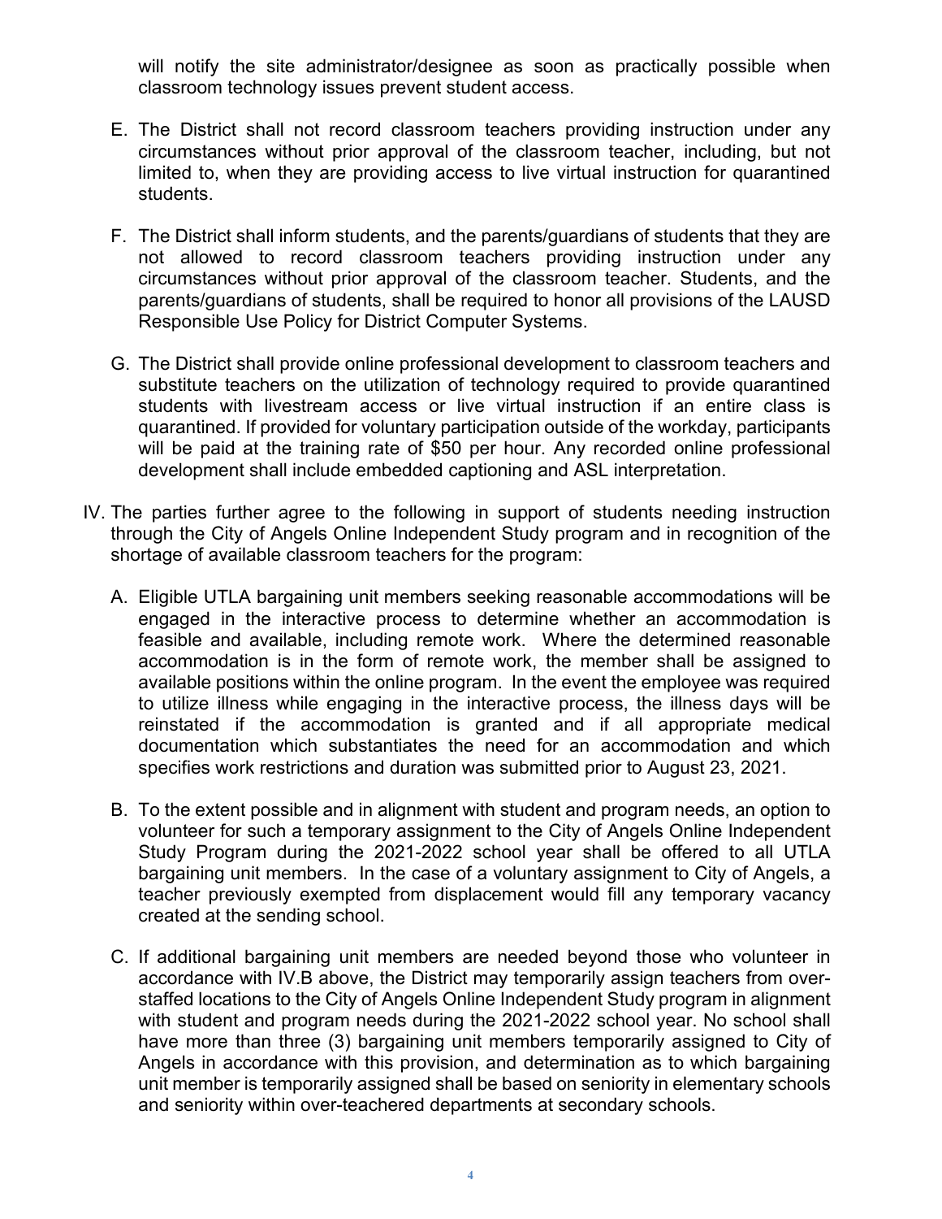will notify the site administrator/designee as soon as practically possible when classroom technology issues prevent student access.

E. The District shall not record classroom teachers providing instruction under any circumstances without prior approval of the classroom teacher, including, but not limited to, when they are providing access to live virtual instruction for quarantined students.

F. The District shall inform students, and the parents/guardians of students that they are not allowed to record classroom teachers providing instruction under any circumstances without prior approval of the classroom teacher. Students, and the parents/guardians of students, shall be required to honor all provisions of the LAUSD Responsible Use Policy for District Computer Systems.

G. The District shall provide online professional development to classroom teachers and substitute teachers on the utilization of technology required to provide quarantined students with livestream access or live virtual instruction if an entire class is quarantined. If provided for voluntary participation outside of the workday, participants will be paid at the training rate of $50 per hour. Any recorded online professional development shall include embedded captioning and ASL interpretation.

IV. The parties further agree to the following in support of students needing instruction through the City of Angels Online Independent Study program and in recognition of the shortage of available classroom teachers for the program:

A. Eligible UTLA bargaining unit members seeking reasonable accommodations will be engaged in the interactive process to determine whether an accommodation is feasible and available, including remote work. Where the determined reasonable accommodation is in the form of remote work, the member shall be assigned to available positions within the online program. In the event the employee was required to utilize illness while engaging in the interactive process, the illness days will be reinstated if the accommodation is granted and if all appropriate medical documentation which substantiates the need for an accommodation and which specifies work restrictions and duration was submitted prior to August 23, 2021.

B. To the extent possible and in alignment with student and program needs, an option to volunteer for such a temporary assignment to the City of Angels Online Independent Study Program during the 2021-2022 school year shall be offered to all UTLA bargaining unit members. In the case of a voluntary assignment to City of Angels, a teacher previously exempted from displacement would fill any temporary vacancy created at the sending school.

C. If additional bargaining unit members are needed beyond those who volunteer in accordance with IV.B above, the District may temporarily assign teachers from over-staffed locations to the City of Angels Online Independent Study program in alignment with student and program needs during the 2021-2022 school year. No school shall have more than three (3) bargaining unit members temporarily assigned to City of Angels in accordance with this provision, and determination as to which bargaining unit member is temporarily assigned shall be based on seniority in elementary schools and seniority within over-teachered departments at secondary schools.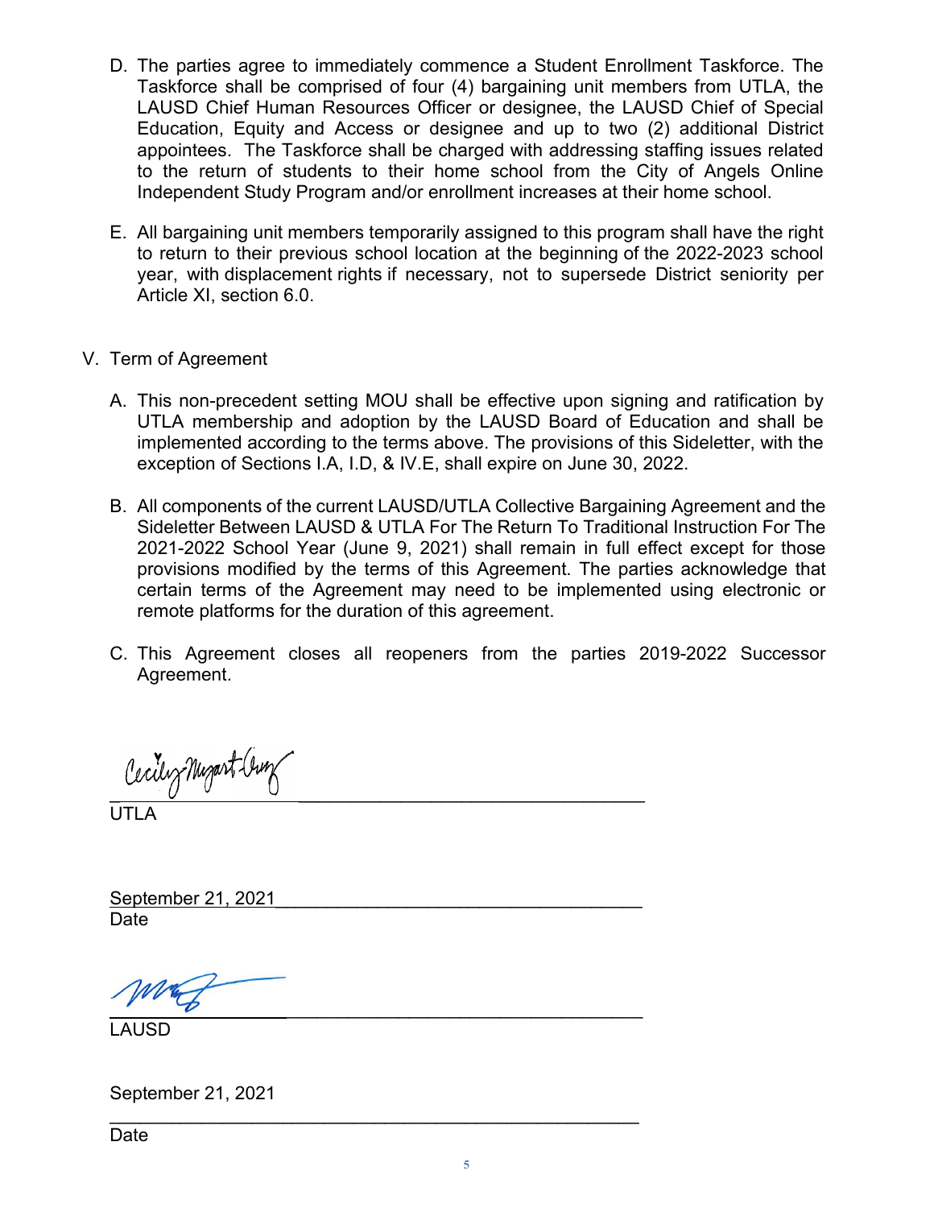D. The parties agree to immediately commence a Student Enrollment Taskforce. The Taskforce shall be comprised of four (4) bargaining unit members from UTLA, the LAUSD Chief Human Resources Officer or designee, the LAUSD Chief of Special Education, Equity and Access or designee and up to two (2) additional District appointees. The Taskforce shall be charged with addressing staffing issues related to the return of students to their home school from the City of Angels Online Independent Study Program and/or enrollment increases at their home school.

E. All bargaining unit members temporarily assigned to this program shall have the right to return to their previous school location at the beginning of the 2022-2023 school year, with displacement rights if necessary, not to supersede District seniority per Article XI, section 6.0.

V. Term of Agreement

A. This non-precedent setting MOU shall be effective upon signing and ratification by UTLA membership and adoption by the LAUSD Board of Education and shall be implemented according to the terms above. The provisions of this Sideletter, with the exception of Sections I.A, I.D, & IV.E, shall expire on June 30, 2022.

B. All components of the current LAUSD/UTLA Collective Bargaining Agreement and the Sideletter Between LAUSD & UTLA For The Return To Traditional Instruction For The 2021-2022 School Year (June 9, 2021) shall remain in full effect except for those provisions modified by the terms of this Agreement. The parties acknowledge that certain terms of the Agreement may need to be implemented using electronic or remote platforms for the duration of this agreement.

C. This Agreement closes all reopeners from the parties 2019-2022 Successor Agreement.

Cecily Myart-Cruz
UTLA

September 21, 2021
Date

LAUSD

September 21, 2021
Date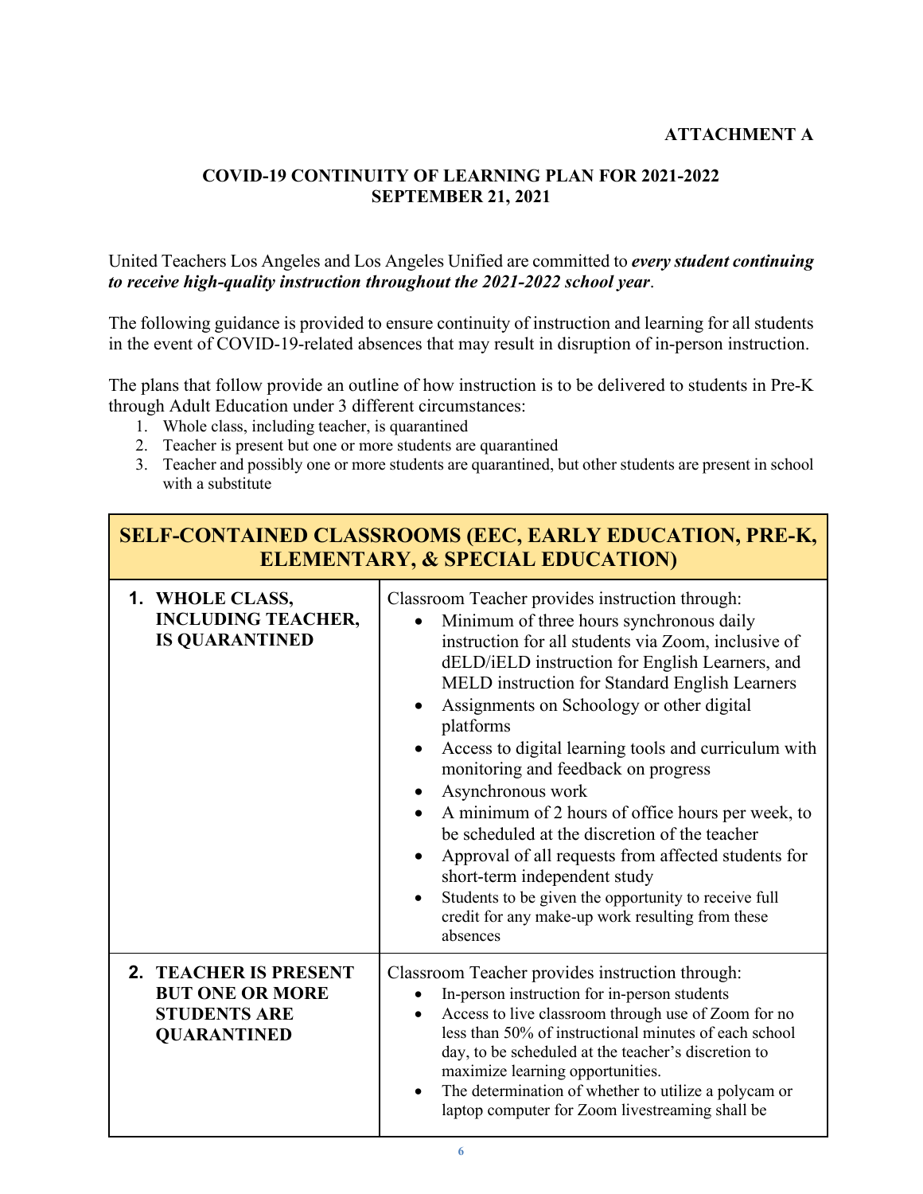**ATTACHMENT A**

## COVID-19 CONTINUITY OF LEARNING PLAN FOR 2021-2022
## SEPTEMBER 21, 2021

United Teachers Los Angeles and Los Angeles Unified are committed to ***every student continuing to receive high-quality instruction throughout the 2021-2022 school year***.

The following guidance is provided to ensure continuity of instruction and learning for all students in the event of COVID-19-related absences that may result in disruption of in-person instruction.

The plans that follow provide an outline of how instruction is to be delivered to students in Pre-K through Adult Education under 3 different circumstances:

1. Whole class, including teacher, is quarantined
2. Teacher is present but one or more students are quarantined
3. Teacher and possibly one or more students are quarantined, but other students are present in school with a substitute

| SELF-CONTAINED CLASSROOMS (EEC, EARLY EDUCATION, PRE-K, ELEMENTARY, & SPECIAL EDUCATION) | |
|---|---|
| **1. WHOLE CLASS, INCLUDING TEACHER, IS QUARANTINED** | Classroom Teacher provides instruction through:<br>• Minimum of three hours synchronous daily instruction for all students via Zoom, inclusive of dELD/iELD instruction for English Learners, and MELD instruction for Standard English Learners<br>• Assignments on Schoology or other digital platforms<br>• Access to digital learning tools and curriculum with monitoring and feedback on progress<br>• Asynchronous work<br>• A minimum of 2 hours of office hours per week, to be scheduled at the discretion of the teacher<br>• Approval of all requests from affected students for short-term independent study<br>• Students to be given the opportunity to receive full credit for any make-up work resulting from these absences |
| **2. TEACHER IS PRESENT BUT ONE OR MORE STUDENTS ARE QUARANTINED** | Classroom Teacher provides instruction through:<br>• In-person instruction for in-person students<br>• Access to live classroom through use of Zoom for no less than 50% of instructional minutes of each school day, to be scheduled at the teacher's discretion to maximize learning opportunities.<br>• The determination of whether to utilize a polycam or laptop computer for Zoom livestreaming shall be |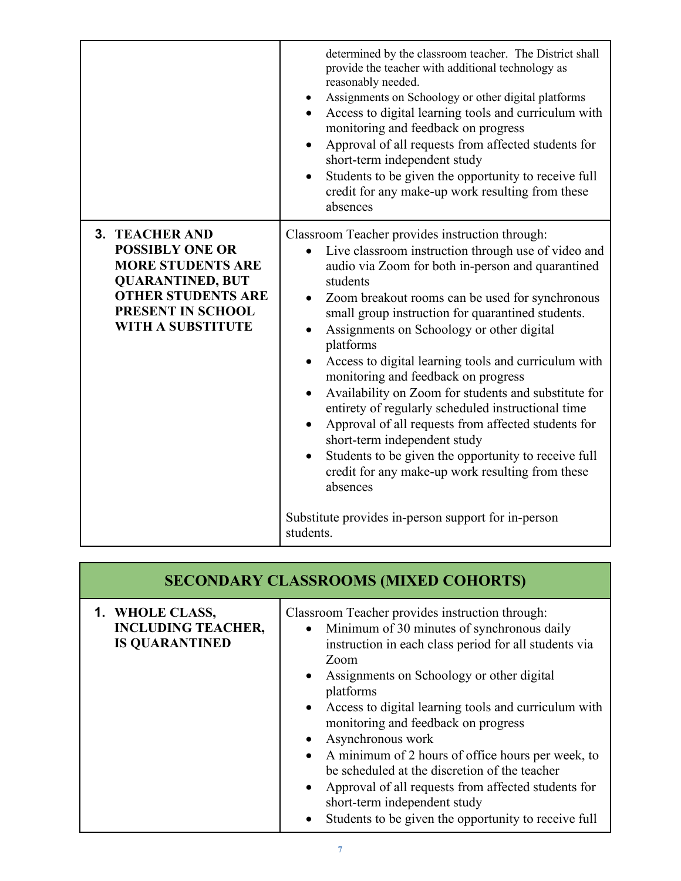| | |
|---|---|
| | determined by the classroom teacher. The District shall provide the teacher with additional technology as reasonably needed.<br>• Assignments on Schoology or other digital platforms<br>• Access to digital learning tools and curriculum with monitoring and feedback on progress<br>• Approval of all requests from affected students for short-term independent study<br>• Students to be given the opportunity to receive full credit for any make-up work resulting from these absences |
| **3. TEACHER AND POSSIBLY ONE OR MORE STUDENTS ARE QUARANTINED, BUT OTHER STUDENTS ARE PRESENT IN SCHOOL WITH A SUBSTITUTE** | Classroom Teacher provides instruction through:<br>• Live classroom instruction through use of video and audio via Zoom for both in-person and quarantined students<br>• Zoom breakout rooms can be used for synchronous small group instruction for quarantined students.<br>• Assignments on Schoology or other digital platforms<br>• Access to digital learning tools and curriculum with monitoring and feedback on progress<br>• Availability on Zoom for students and substitute for entirety of regularly scheduled instructional time<br>• Approval of all requests from affected students for short-term independent study<br>• Students to be given the opportunity to receive full credit for any make-up work resulting from these absences<br><br>Substitute provides in-person support for in-person students. |

| SECONDARY CLASSROOMS (MIXED COHORTS) | |
|---|---|
| **1. WHOLE CLASS, INCLUDING TEACHER, IS QUARANTINED** | Classroom Teacher provides instruction through:<br>• Minimum of 30 minutes of synchronous daily instruction in each class period for all students via Zoom<br>• Assignments on Schoology or other digital platforms<br>• Access to digital learning tools and curriculum with monitoring and feedback on progress<br>• Asynchronous work<br>• A minimum of 2 hours of office hours per week, to be scheduled at the discretion of the teacher<br>• Approval of all requests from affected students for short-term independent study<br>• Students to be given the opportunity to receive full |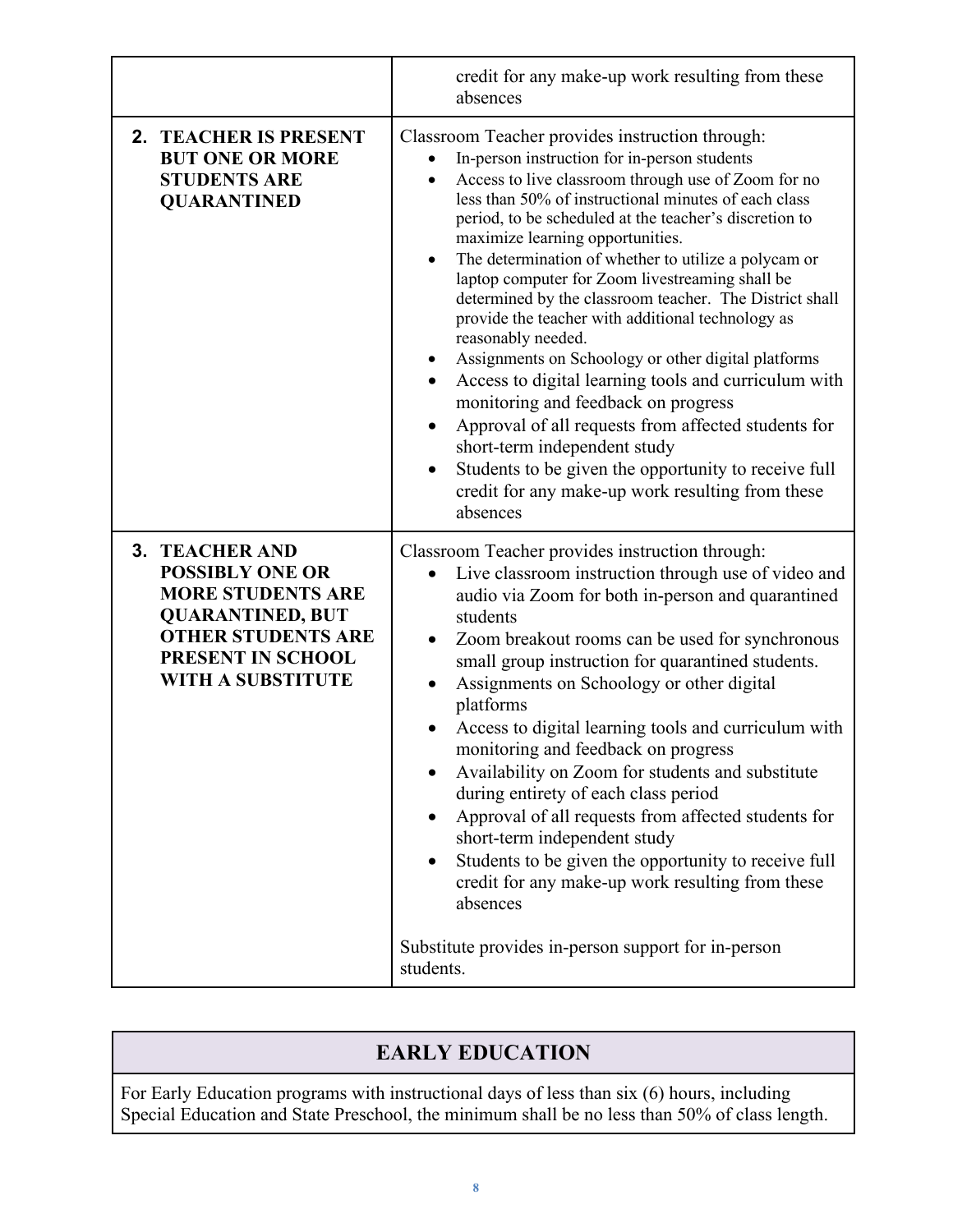| | |
|---|---|
| | credit for any make-up work resulting from these absences |
| **2. TEACHER IS PRESENT BUT ONE OR MORE STUDENTS ARE QUARANTINED** | Classroom Teacher provides instruction through:<br>• In-person instruction for in-person students<br>• Access to live classroom through use of Zoom for no less than 50% of instructional minutes of each class period, to be scheduled at the teacher's discretion to maximize learning opportunities.<br>• The determination of whether to utilize a polycam or laptop computer for Zoom livestreaming shall be determined by the classroom teacher. The District shall provide the teacher with additional technology as reasonably needed.<br>• Assignments on Schoology or other digital platforms<br>• Access to digital learning tools and curriculum with monitoring and feedback on progress<br>• Approval of all requests from affected students for short-term independent study<br>• Students to be given the opportunity to receive full credit for any make-up work resulting from these absences |
| **3. TEACHER AND POSSIBLY ONE OR MORE STUDENTS ARE QUARANTINED, BUT OTHER STUDENTS ARE PRESENT IN SCHOOL WITH A SUBSTITUTE** | Classroom Teacher provides instruction through:<br>• Live classroom instruction through use of video and audio via Zoom for both in-person and quarantined students<br>• Zoom breakout rooms can be used for synchronous small group instruction for quarantined students.<br>• Assignments on Schoology or other digital platforms<br>• Access to digital learning tools and curriculum with monitoring and feedback on progress<br>• Availability on Zoom for students and substitute during entirety of each class period<br>• Approval of all requests from affected students for short-term independent study<br>• Students to be given the opportunity to receive full credit for any make-up work resulting from these absences<br><br>Substitute provides in-person support for in-person students. |

## EARLY EDUCATION

For Early Education programs with instructional days of less than six (6) hours, including Special Education and State Preschool, the minimum shall be no less than 50% of class length.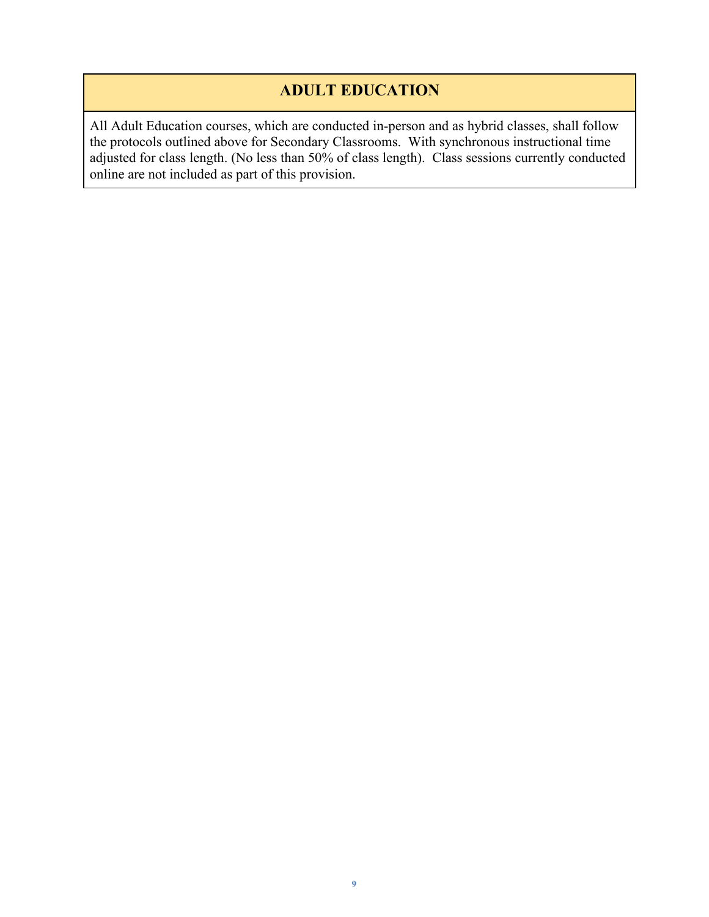## ADULT EDUCATION

All Adult Education courses, which are conducted in-person and as hybrid classes, shall follow the protocols outlined above for Secondary Classrooms. With synchronous instructional time adjusted for class length. (No less than 50% of class length). Class sessions currently conducted online are not included as part of this provision.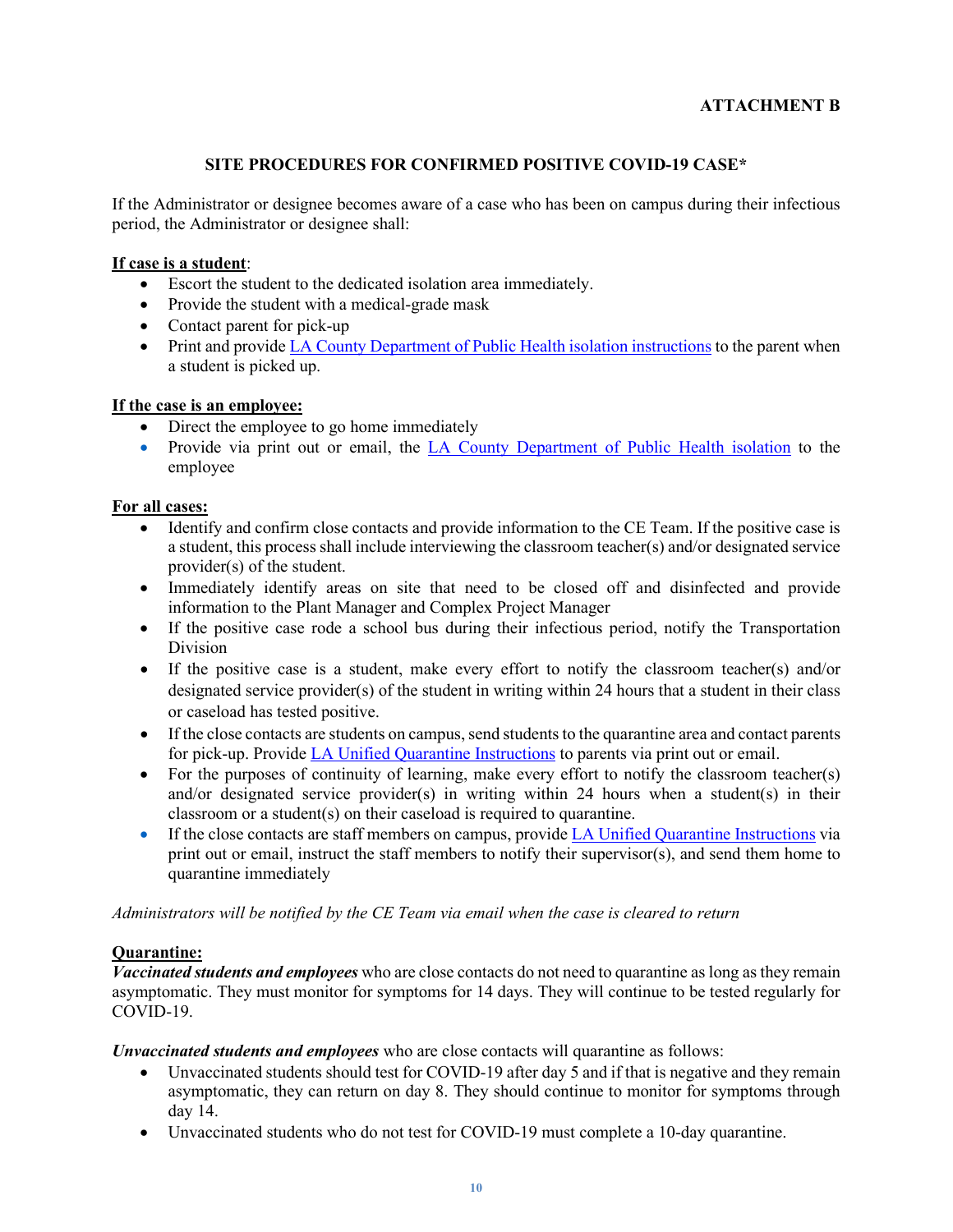**ATTACHMENT B**

## SITE PROCEDURES FOR CONFIRMED POSITIVE COVID-19 CASE*

If the Administrator or designee becomes aware of a case who has been on campus during their infectious period, the Administrator or designee shall:

**If case is a student**:

- Escort the student to the dedicated isolation area immediately.
- Provide the student with a medical-grade mask
- Contact parent for pick-up
- Print and provide LA County Department of Public Health isolation instructions to the parent when a student is picked up.

**If the case is an employee:**

- Direct the employee to go home immediately
- Provide via print out or email, the LA County Department of Public Health isolation to the employee

**For all cases:**

- Identify and confirm close contacts and provide information to the CE Team. If the positive case is a student, this process shall include interviewing the classroom teacher(s) and/or designated service provider(s) of the student.
- Immediately identify areas on site that need to be closed off and disinfected and provide information to the Plant Manager and Complex Project Manager
- If the positive case rode a school bus during their infectious period, notify the Transportation Division
- If the positive case is a student, make every effort to notify the classroom teacher(s) and/or designated service provider(s) of the student in writing within 24 hours that a student in their class or caseload has tested positive.
- If the close contacts are students on campus, send students to the quarantine area and contact parents for pick-up. Provide LA Unified Quarantine Instructions to parents via print out or email.
- For the purposes of continuity of learning, make every effort to notify the classroom teacher(s) and/or designated service provider(s) in writing within 24 hours when a student(s) in their classroom or a student(s) on their caseload is required to quarantine.
- If the close contacts are staff members on campus, provide LA Unified Quarantine Instructions via print out or email, instruct the staff members to notify their supervisor(s), and send them home to quarantine immediately

*Administrators will be notified by the CE Team via email when the case is cleared to return*

**Quarantine:**

***Vaccinated students and employees*** who are close contacts do not need to quarantine as long as they remain asymptomatic. They must monitor for symptoms for 14 days. They will continue to be tested regularly for COVID-19.

***Unvaccinated students and employees*** who are close contacts will quarantine as follows:

- Unvaccinated students should test for COVID-19 after day 5 and if that is negative and they remain asymptomatic, they can return on day 8. They should continue to monitor for symptoms through day 14.
- Unvaccinated students who do not test for COVID-19 must complete a 10-day quarantine.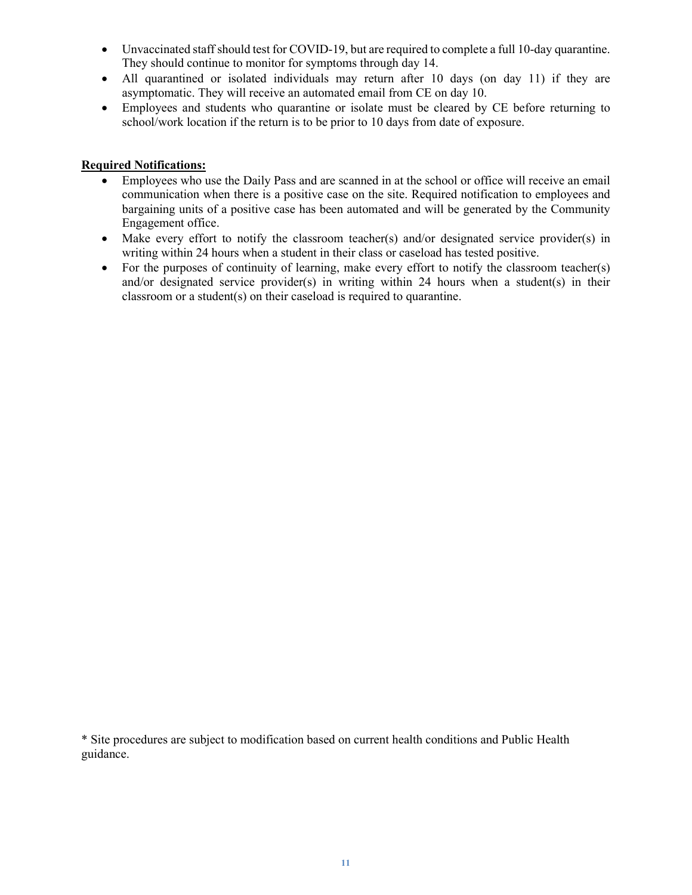- Unvaccinated staff should test for COVID-19, but are required to complete a full 10-day quarantine. They should continue to monitor for symptoms through day 14.
- All quarantined or isolated individuals may return after 10 days (on day 11) if they are asymptomatic. They will receive an automated email from CE on day 10.
- Employees and students who quarantine or isolate must be cleared by CE before returning to school/work location if the return is to be prior to 10 days from date of exposure.

**Required Notifications:**

- Employees who use the Daily Pass and are scanned in at the school or office will receive an email communication when there is a positive case on the site. Required notification to employees and bargaining units of a positive case has been automated and will be generated by the Community Engagement office.
- Make every effort to notify the classroom teacher(s) and/or designated service provider(s) in writing within 24 hours when a student in their class or caseload has tested positive.
- For the purposes of continuity of learning, make every effort to notify the classroom teacher(s) and/or designated service provider(s) in writing within 24 hours when a student(s) in their classroom or a student(s) on their caseload is required to quarantine.

* Site procedures are subject to modification based on current health conditions and Public Health guidance.